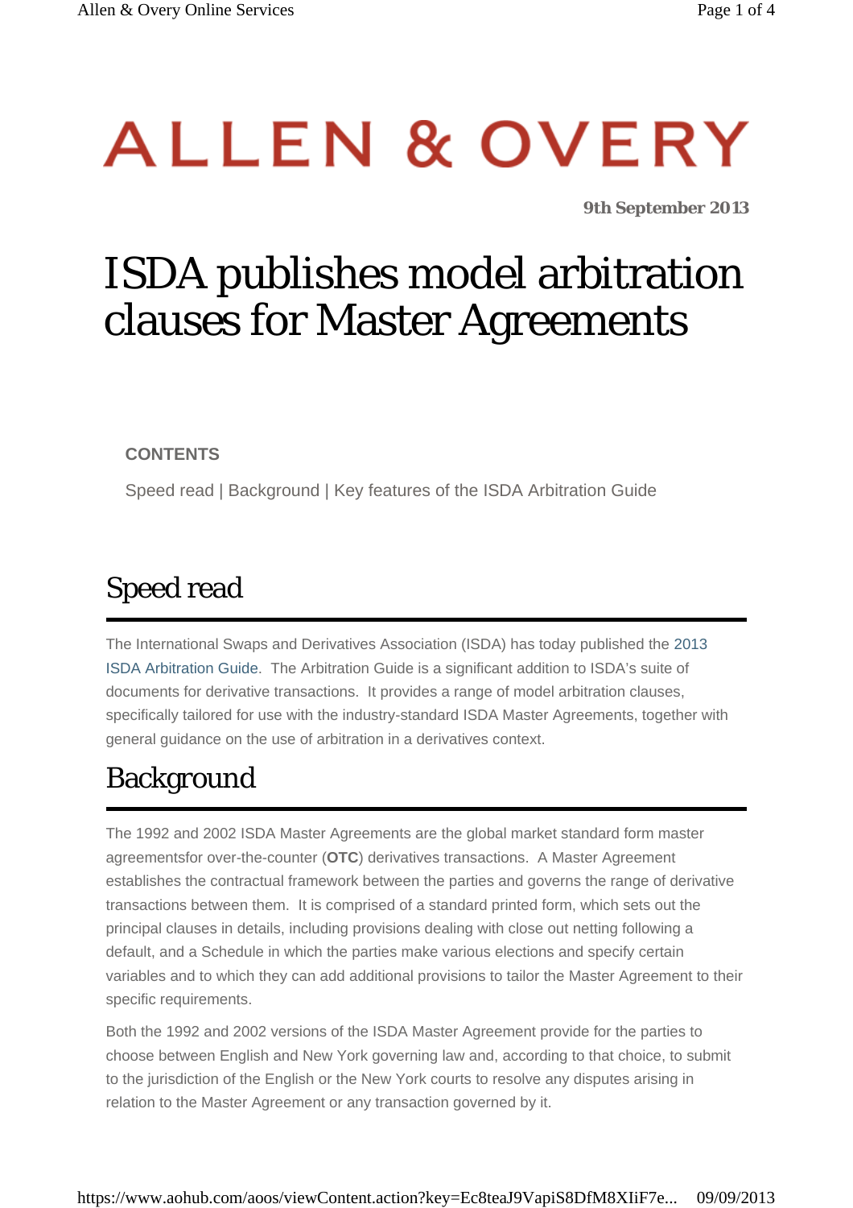# ALLEN & OVERY

**9th September 2013**

# ISDA publishes model arbitration clauses for Master Agreements

**CONTENTS**

Speed read | Background | Key features of the ISDA Arbitration Guide

## Speed read

The International Swaps and Derivatives Association (ISDA) has today published the 2013 ISDA Arbitration Guide. The Arbitration Guide is a significant addition to ISDA's suite of documents for derivative transactions. It provides a range of model arbitration clauses, specifically tailored for use with the industry-standard ISDA Master Agreements, together with general guidance on the use of arbitration in a derivatives context.

## Background

The 1992 and 2002 ISDA Master Agreements are the global market standard form master agreementsfor over-the-counter (**OTC**) derivatives transactions. A Master Agreement establishes the contractual framework between the parties and governs the range of derivative transactions between them. It is comprised of a standard printed form, which sets out the principal clauses in details, including provisions dealing with close out netting following a default, and a Schedule in which the parties make various elections and specify certain variables and to which they can add additional provisions to tailor the Master Agreement to their specific requirements.

Both the 1992 and 2002 versions of the ISDA Master Agreement provide for the parties to choose between English and New York governing law and, according to that choice, to submit to the jurisdiction of the English or the New York courts to resolve any disputes arising in relation to the Master Agreement or any transaction governed by it.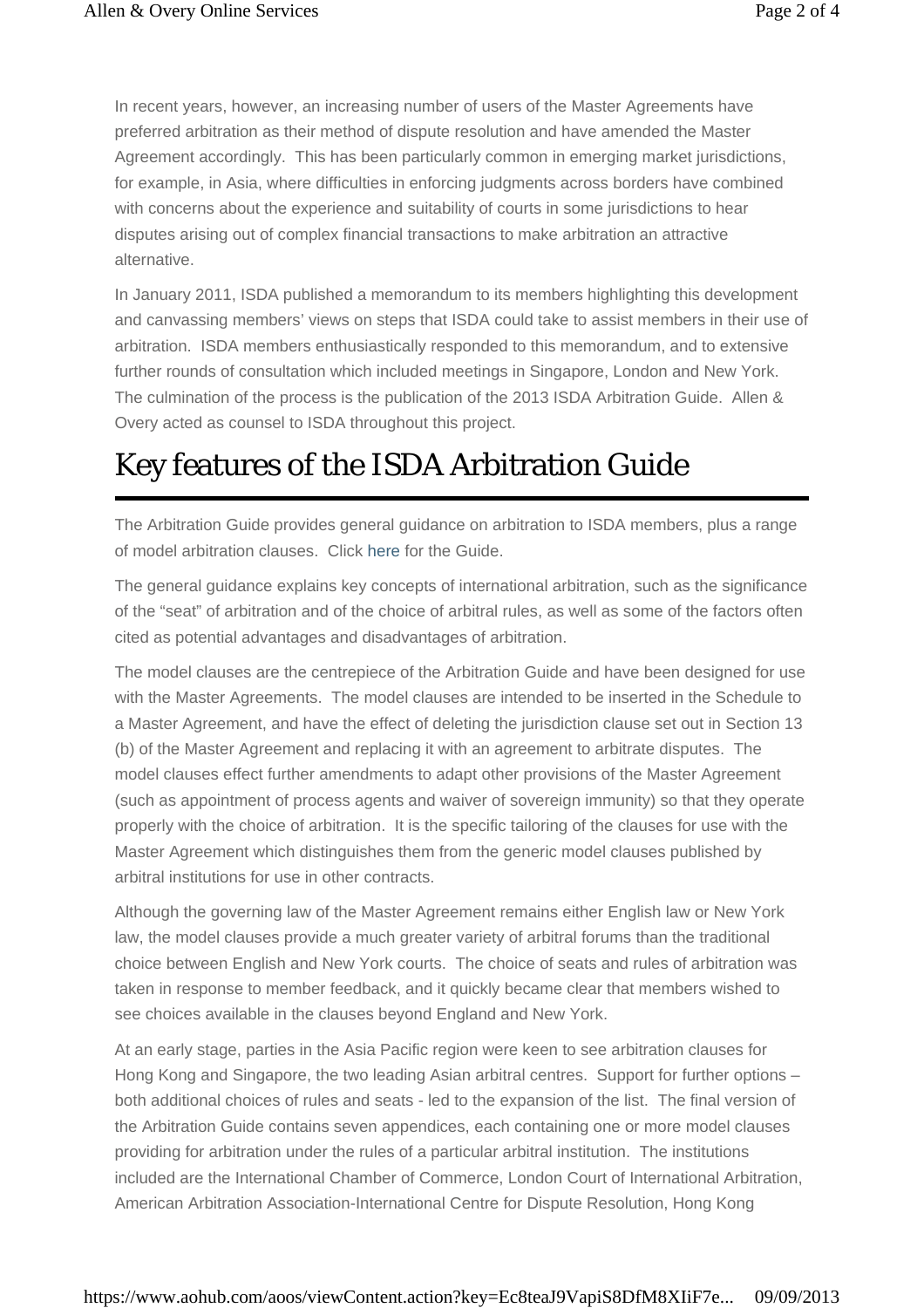In recent years, however, an increasing number of users of the Master Agreements have preferred arbitration as their method of dispute resolution and have amended the Master Agreement accordingly. This has been particularly common in emerging market jurisdictions, for example, in Asia, where difficulties in enforcing judgments across borders have combined with concerns about the experience and suitability of courts in some jurisdictions to hear disputes arising out of complex financial transactions to make arbitration an attractive alternative.

In January 2011, ISDA published a memorandum to its members highlighting this development and canvassing members' views on steps that ISDA could take to assist members in their use of arbitration. ISDA members enthusiastically responded to this memorandum, and to extensive further rounds of consultation which included meetings in Singapore, London and New York. The culmination of the process is the publication of the 2013 ISDA Arbitration Guide. Allen & Overy acted as counsel to ISDA throughout this project.

# Key features of the ISDA Arbitration Guide

The Arbitration Guide provides general guidance on arbitration to ISDA members, plus a range of model arbitration clauses. Click here for the Guide.

The general guidance explains key concepts of international arbitration, such as the significance of the "seat" of arbitration and of the choice of arbitral rules, as well as some of the factors often cited as potential advantages and disadvantages of arbitration.

The model clauses are the centrepiece of the Arbitration Guide and have been designed for use with the Master Agreements. The model clauses are intended to be inserted in the Schedule to a Master Agreement, and have the effect of deleting the jurisdiction clause set out in Section 13 (b) of the Master Agreement and replacing it with an agreement to arbitrate disputes. The model clauses effect further amendments to adapt other provisions of the Master Agreement (such as appointment of process agents and waiver of sovereign immunity) so that they operate properly with the choice of arbitration. It is the specific tailoring of the clauses for use with the Master Agreement which distinguishes them from the generic model clauses published by arbitral institutions for use in other contracts.

Although the governing law of the Master Agreement remains either English law or New York law, the model clauses provide a much greater variety of arbitral forums than the traditional choice between English and New York courts. The choice of seats and rules of arbitration was taken in response to member feedback, and it quickly became clear that members wished to see choices available in the clauses beyond England and New York.

At an early stage, parties in the Asia Pacific region were keen to see arbitration clauses for Hong Kong and Singapore, the two leading Asian arbitral centres. Support for further options – both additional choices of rules and seats - led to the expansion of the list. The final version of the Arbitration Guide contains seven appendices, each containing one or more model clauses providing for arbitration under the rules of a particular arbitral institution. The institutions included are the International Chamber of Commerce, London Court of International Arbitration, American Arbitration Association-International Centre for Dispute Resolution, Hong Kong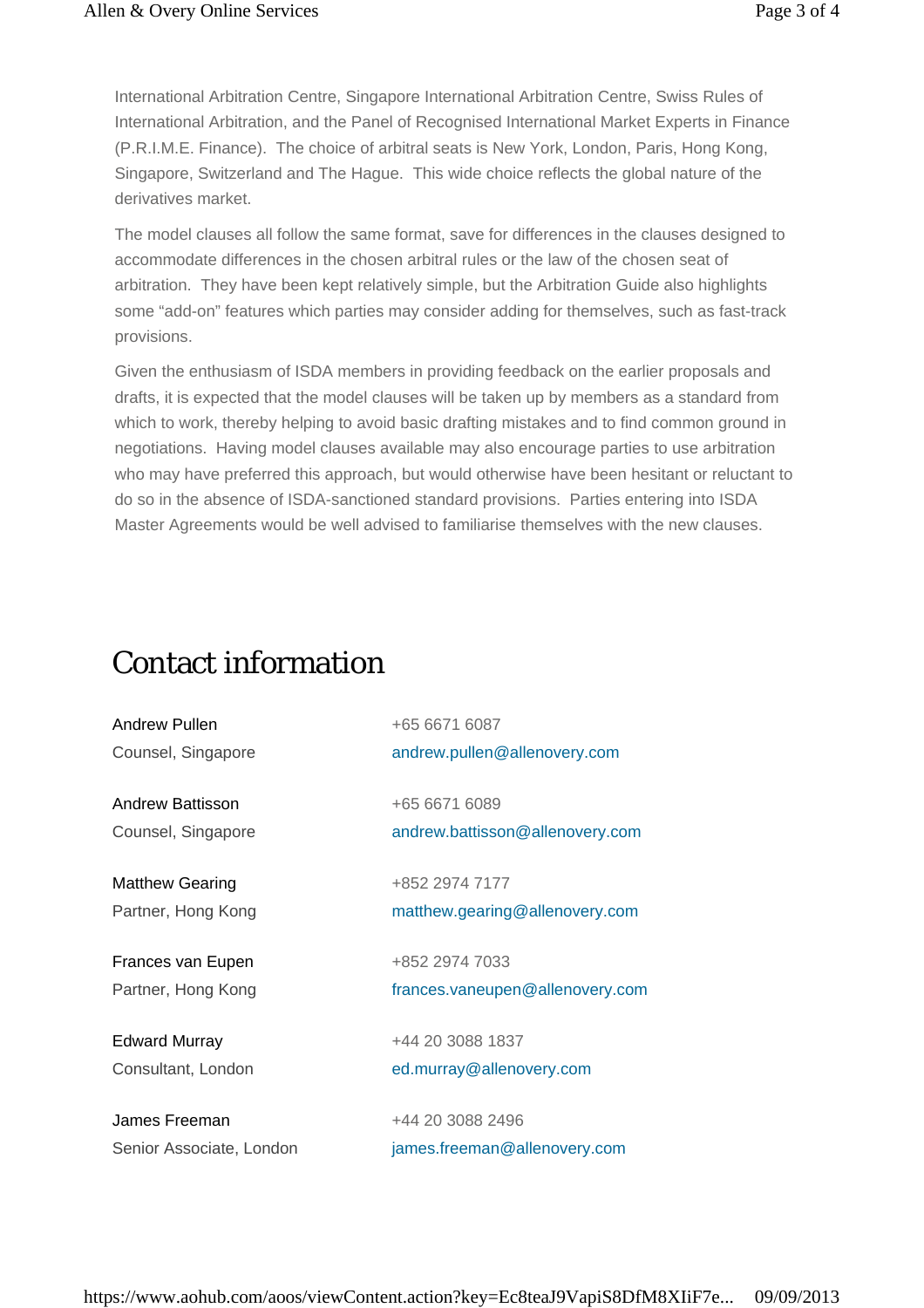International Arbitration Centre, Singapore International Arbitration Centre, Swiss Rules of International Arbitration, and the Panel of Recognised International Market Experts in Finance (P.R.I.M.E. Finance). The choice of arbitral seats is New York, London, Paris, Hong Kong, Singapore, Switzerland and The Hague. This wide choice reflects the global nature of the derivatives market.

The model clauses all follow the same format, save for differences in the clauses designed to accommodate differences in the chosen arbitral rules or the law of the chosen seat of arbitration. They have been kept relatively simple, but the Arbitration Guide also highlights some "add-on" features which parties may consider adding for themselves, such as fast-track provisions.

Given the enthusiasm of ISDA members in providing feedback on the earlier proposals and drafts, it is expected that the model clauses will be taken up by members as a standard from which to work, thereby helping to avoid basic drafting mistakes and to find common ground in negotiations. Having model clauses available may also encourage parties to use arbitration who may have preferred this approach, but would otherwise have been hesitant or reluctant to do so in the absence of ISDA-sanctioned standard provisions. Parties entering into ISDA Master Agreements would be well advised to familiarise themselves with the new clauses.

# Contact information

Andrew Pullen
Counsel, Singapore
+65 6671 6087
andrew.pullen@allenovery.com

Andrew Battisson
Counsel, Singapore
+65 6671 6089
andrew.battisson@allenovery.com

Matthew Gearing
Partner, Hong Kong
+852 2974 7177
matthew.gearing@allenovery.com

Frances van Eupen
Partner, Hong Kong
+852 2974 7033
frances.vaneupen@allenovery.com

Edward Murray
Consultant, London
+44 20 3088 1837
ed.murray@allenovery.com

James Freeman
Senior Associate, London
+44 20 3088 2496
james.freeman@allenovery.com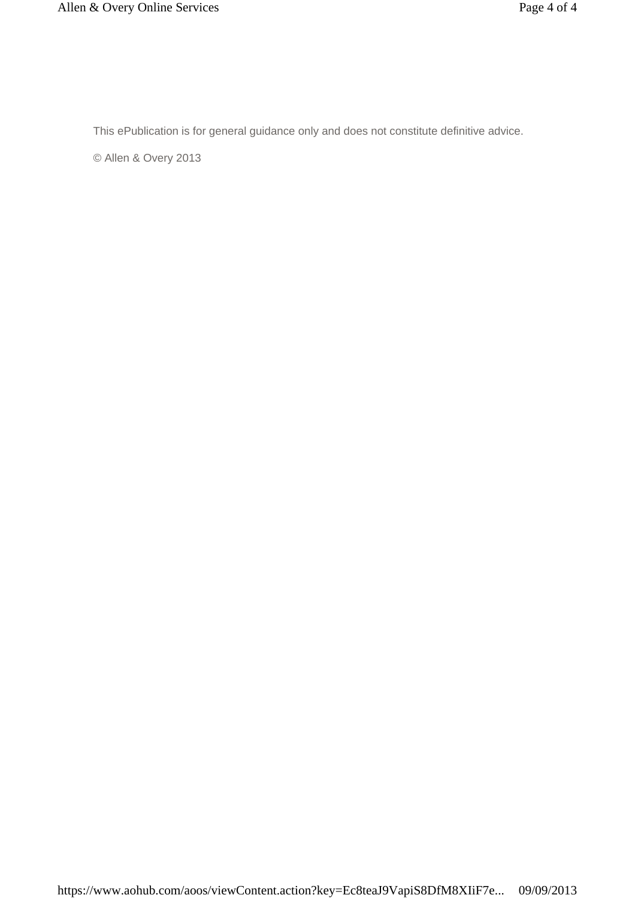This ePublication is for general guidance only and does not constitute definitive advice.

© Allen & Overy 2013